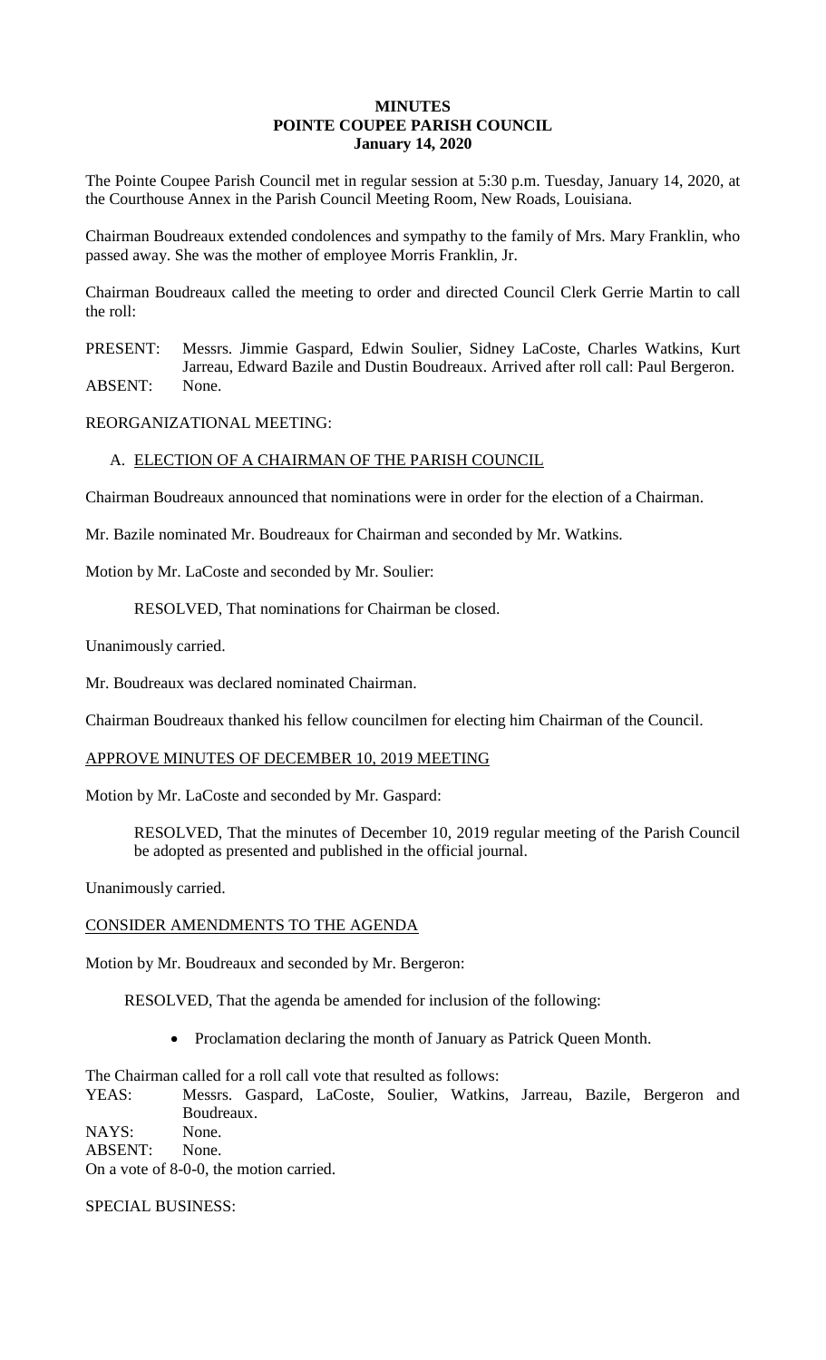# MINUTES
# POINTE COUPEE PARISH COUNCIL
# January 14, 2020

The Pointe Coupee Parish Council met in regular session at 5:30 p.m. Tuesday, January 14, 2020, at the Courthouse Annex in the Parish Council Meeting Room, New Roads, Louisiana.

Chairman Boudreaux extended condolences and sympathy to the family of Mrs. Mary Franklin, who passed away. She was the mother of employee Morris Franklin, Jr.

Chairman Boudreaux called the meeting to order and directed Council Clerk Gerrie Martin to call the roll:

PRESENT: Messrs. Jimmie Gaspard, Edwin Soulier, Sidney LaCoste, Charles Watkins, Kurt Jarreau, Edward Bazile and Dustin Boudreaux. Arrived after roll call: Paul Bergeron.
ABSENT: None.

REORGANIZATIONAL MEETING:

A. <u>ELECTION OF A CHAIRMAN OF THE PARISH COUNCIL</u>

Chairman Boudreaux announced that nominations were in order for the election of a Chairman.

Mr. Bazile nominated Mr. Boudreaux for Chairman and seconded by Mr. Watkins.

Motion by Mr. LaCoste and seconded by Mr. Soulier:

RESOLVED, That nominations for Chairman be closed.

Unanimously carried.

Mr. Boudreaux was declared nominated Chairman.

Chairman Boudreaux thanked his fellow councilmen for electing him Chairman of the Council.

<u>APPROVE MINUTES OF DECEMBER 10, 2019 MEETING</u>

Motion by Mr. LaCoste and seconded by Mr. Gaspard:

RESOLVED, That the minutes of December 10, 2019 regular meeting of the Parish Council be adopted as presented and published in the official journal.

Unanimously carried.

<u>CONSIDER AMENDMENTS TO THE AGENDA</u>

Motion by Mr. Boudreaux and seconded by Mr. Bergeron:

RESOLVED, That the agenda be amended for inclusion of the following:

- Proclamation declaring the month of January as Patrick Queen Month.

The Chairman called for a roll call vote that resulted as follows:
YEAS: Messrs. Gaspard, LaCoste, Soulier, Watkins, Jarreau, Bazile, Bergeron and Boudreaux.
NAYS: None.
ABSENT: None.
On a vote of 8-0-0, the motion carried.

SPECIAL BUSINESS: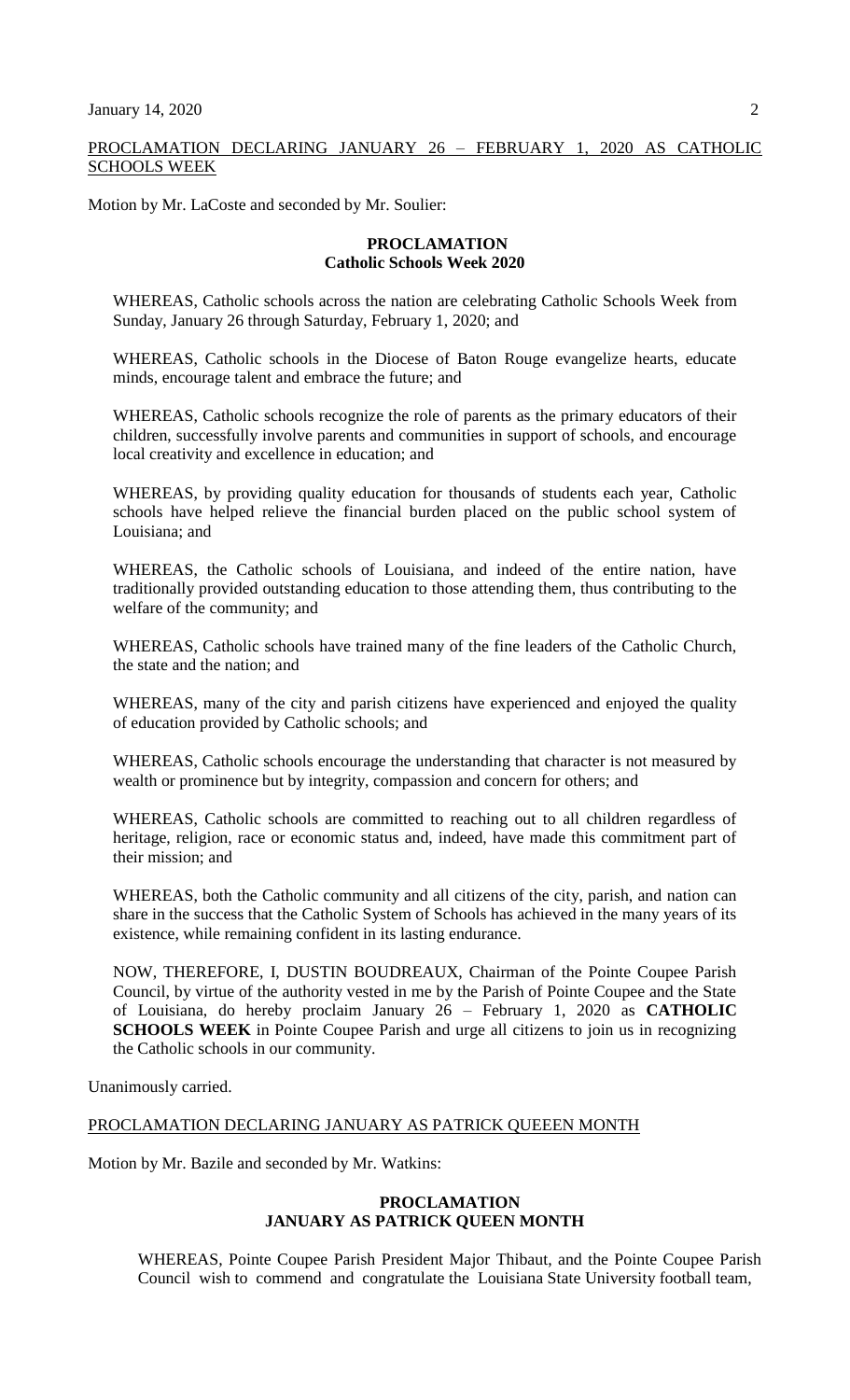PROCLAMATION DECLARING JANUARY 26 – FEBRUARY 1, 2020 AS CATHOLIC SCHOOLS WEEK

Motion by Mr. LaCoste and seconded by Mr. Soulier:

**PROCLAMATION**
**Catholic Schools Week 2020**

WHEREAS, Catholic schools across the nation are celebrating Catholic Schools Week from Sunday, January 26 through Saturday, February 1, 2020; and

WHEREAS, Catholic schools in the Diocese of Baton Rouge evangelize hearts, educate minds, encourage talent and embrace the future; and

WHEREAS, Catholic schools recognize the role of parents as the primary educators of their children, successfully involve parents and communities in support of schools, and encourage local creativity and excellence in education; and

WHEREAS, by providing quality education for thousands of students each year, Catholic schools have helped relieve the financial burden placed on the public school system of Louisiana; and

WHEREAS, the Catholic schools of Louisiana, and indeed of the entire nation, have traditionally provided outstanding education to those attending them, thus contributing to the welfare of the community; and

WHEREAS, Catholic schools have trained many of the fine leaders of the Catholic Church, the state and the nation; and

WHEREAS, many of the city and parish citizens have experienced and enjoyed the quality of education provided by Catholic schools; and

WHEREAS, Catholic schools encourage the understanding that character is not measured by wealth or prominence but by integrity, compassion and concern for others; and

WHEREAS, Catholic schools are committed to reaching out to all children regardless of heritage, religion, race or economic status and, indeed, have made this commitment part of their mission; and

WHEREAS, both the Catholic community and all citizens of the city, parish, and nation can share in the success that the Catholic System of Schools has achieved in the many years of its existence, while remaining confident in its lasting endurance.

NOW, THEREFORE, I, DUSTIN BOUDREAUX, Chairman of the Pointe Coupee Parish Council, by virtue of the authority vested in me by the Parish of Pointe Coupee and the State of Louisiana, do hereby proclaim January 26 – February 1, 2020 as **CATHOLIC SCHOOLS WEEK** in Pointe Coupee Parish and urge all citizens to join us in recognizing the Catholic schools in our community.

Unanimously carried.

PROCLAMATION DECLARING JANUARY AS PATRICK QUEEEN MONTH

Motion by Mr. Bazile and seconded by Mr. Watkins:

**PROCLAMATION**
**JANUARY AS PATRICK QUEEN MONTH**

WHEREAS, Pointe Coupee Parish President Major Thibaut, and the Pointe Coupee Parish Council wish to commend and congratulate the Louisiana State University football team,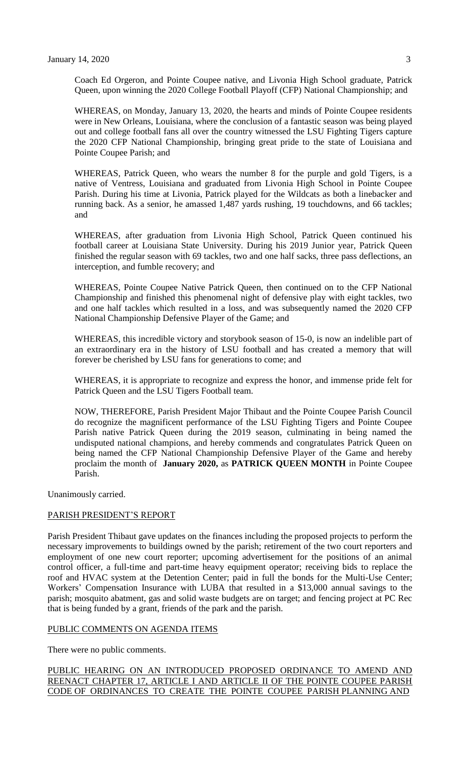Coach Ed Orgeron, and Pointe Coupee native, and Livonia High School graduate, Patrick Queen, upon winning the 2020 College Football Playoff (CFP) National Championship; and

WHEREAS, on Monday, January 13, 2020, the hearts and minds of Pointe Coupee residents were in New Orleans, Louisiana, where the conclusion of a fantastic season was being played out and college football fans all over the country witnessed the LSU Fighting Tigers capture the 2020 CFP National Championship, bringing great pride to the state of Louisiana and Pointe Coupee Parish; and

WHEREAS, Patrick Queen, who wears the number 8 for the purple and gold Tigers, is a native of Ventress, Louisiana and graduated from Livonia High School in Pointe Coupee Parish. During his time at Livonia, Patrick played for the Wildcats as both a linebacker and running back. As a senior, he amassed 1,487 yards rushing, 19 touchdowns, and 66 tackles; and

WHEREAS, after graduation from Livonia High School, Patrick Queen continued his football career at Louisiana State University. During his 2019 Junior year, Patrick Queen finished the regular season with 69 tackles, two and one half sacks, three pass deflections, an interception, and fumble recovery; and

WHEREAS, Pointe Coupee Native Patrick Queen, then continued on to the CFP National Championship and finished this phenomenal night of defensive play with eight tackles, two and one half tackles which resulted in a loss, and was subsequently named the 2020 CFP National Championship Defensive Player of the Game; and

WHEREAS, this incredible victory and storybook season of 15-0, is now an indelible part of an extraordinary era in the history of LSU football and has created a memory that will forever be cherished by LSU fans for generations to come; and

WHEREAS, it is appropriate to recognize and express the honor, and immense pride felt for Patrick Queen and the LSU Tigers Football team.

NOW, THEREFORE, Parish President Major Thibaut and the Pointe Coupee Parish Council do recognize the magnificent performance of the LSU Fighting Tigers and Pointe Coupee Parish native Patrick Queen during the 2019 season, culminating in being named the undisputed national champions, and hereby commends and congratulates Patrick Queen on being named the CFP National Championship Defensive Player of the Game and hereby proclaim the month of **January 2020,** as **PATRICK QUEEN MONTH** in Pointe Coupee Parish.

Unanimously carried.

PARISH PRESIDENT'S REPORT

Parish President Thibaut gave updates on the finances including the proposed projects to perform the necessary improvements to buildings owned by the parish; retirement of the two court reporters and employment of one new court reporter; upcoming advertisement for the positions of an animal control officer, a full-time and part-time heavy equipment operator; receiving bids to replace the roof and HVAC system at the Detention Center; paid in full the bonds for the Multi-Use Center; Workers' Compensation Insurance with LUBA that resulted in a $13,000 annual savings to the parish; mosquito abatment, gas and solid waste budgets are on target; and fencing project at PC Rec that is being funded by a grant, friends of the park and the parish.

PUBLIC COMMENTS ON AGENDA ITEMS

There were no public comments.

PUBLIC HEARING ON AN INTRODUCED PROPOSED ORDINANCE TO AMEND AND REENACT CHAPTER 17, ARTICLE I AND ARTICLE II OF THE POINTE COUPEE PARISH CODE OF ORDINANCES TO CREATE THE POINTE COUPEE PARISH PLANNING AND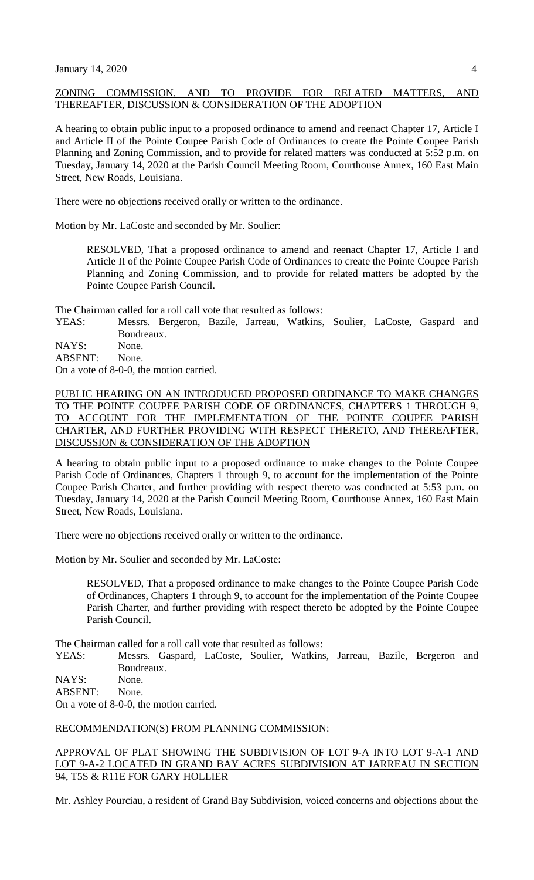ZONING COMMISSION, AND TO PROVIDE FOR RELATED MATTERS, AND THEREAFTER, DISCUSSION & CONSIDERATION OF THE ADOPTION

A hearing to obtain public input to a proposed ordinance to amend and reenact Chapter 17, Article I and Article II of the Pointe Coupee Parish Code of Ordinances to create the Pointe Coupee Parish Planning and Zoning Commission, and to provide for related matters was conducted at 5:52 p.m. on Tuesday, January 14, 2020 at the Parish Council Meeting Room, Courthouse Annex, 160 East Main Street, New Roads, Louisiana.

There were no objections received orally or written to the ordinance.

Motion by Mr. LaCoste and seconded by Mr. Soulier:

> RESOLVED, That a proposed ordinance to amend and reenact Chapter 17, Article I and Article II of the Pointe Coupee Parish Code of Ordinances to create the Pointe Coupee Parish Planning and Zoning Commission, and to provide for related matters be adopted by the Pointe Coupee Parish Council.

The Chairman called for a roll call vote that resulted as follows:

YEAS: Messrs. Bergeron, Bazile, Jarreau, Watkins, Soulier, LaCoste, Gaspard and Boudreaux.
NAYS: None.
ABSENT: None.
On a vote of 8-0-0, the motion carried.

PUBLIC HEARING ON AN INTRODUCED PROPOSED ORDINANCE TO MAKE CHANGES TO THE POINTE COUPEE PARISH CODE OF ORDINANCES, CHAPTERS 1 THROUGH 9, TO ACCOUNT FOR THE IMPLEMENTATION OF THE POINTE COUPEE PARISH CHARTER, AND FURTHER PROVIDING WITH RESPECT THERETO, AND THEREAFTER, DISCUSSION & CONSIDERATION OF THE ADOPTION

A hearing to obtain public input to a proposed ordinance to make changes to the Pointe Coupee Parish Code of Ordinances, Chapters 1 through 9, to account for the implementation of the Pointe Coupee Parish Charter, and further providing with respect thereto was conducted at 5:53 p.m. on Tuesday, January 14, 2020 at the Parish Council Meeting Room, Courthouse Annex, 160 East Main Street, New Roads, Louisiana.

There were no objections received orally or written to the ordinance.

Motion by Mr. Soulier and seconded by Mr. LaCoste:

> RESOLVED, That a proposed ordinance to make changes to the Pointe Coupee Parish Code of Ordinances, Chapters 1 through 9, to account for the implementation of the Pointe Coupee Parish Charter, and further providing with respect thereto be adopted by the Pointe Coupee Parish Council.

The Chairman called for a roll call vote that resulted as follows:

YEAS: Messrs. Gaspard, LaCoste, Soulier, Watkins, Jarreau, Bazile, Bergeron and Boudreaux.
NAYS: None.
ABSENT: None.
On a vote of 8-0-0, the motion carried.

RECOMMENDATION(S) FROM PLANNING COMMISSION:

APPROVAL OF PLAT SHOWING THE SUBDIVISION OF LOT 9-A INTO LOT 9-A-1 AND LOT 9-A-2 LOCATED IN GRAND BAY ACRES SUBDIVISION AT JARREAU IN SECTION 94, T5S & R11E FOR GARY HOLLIER

Mr. Ashley Pourciau, a resident of Grand Bay Subdivision, voiced concerns and objections about the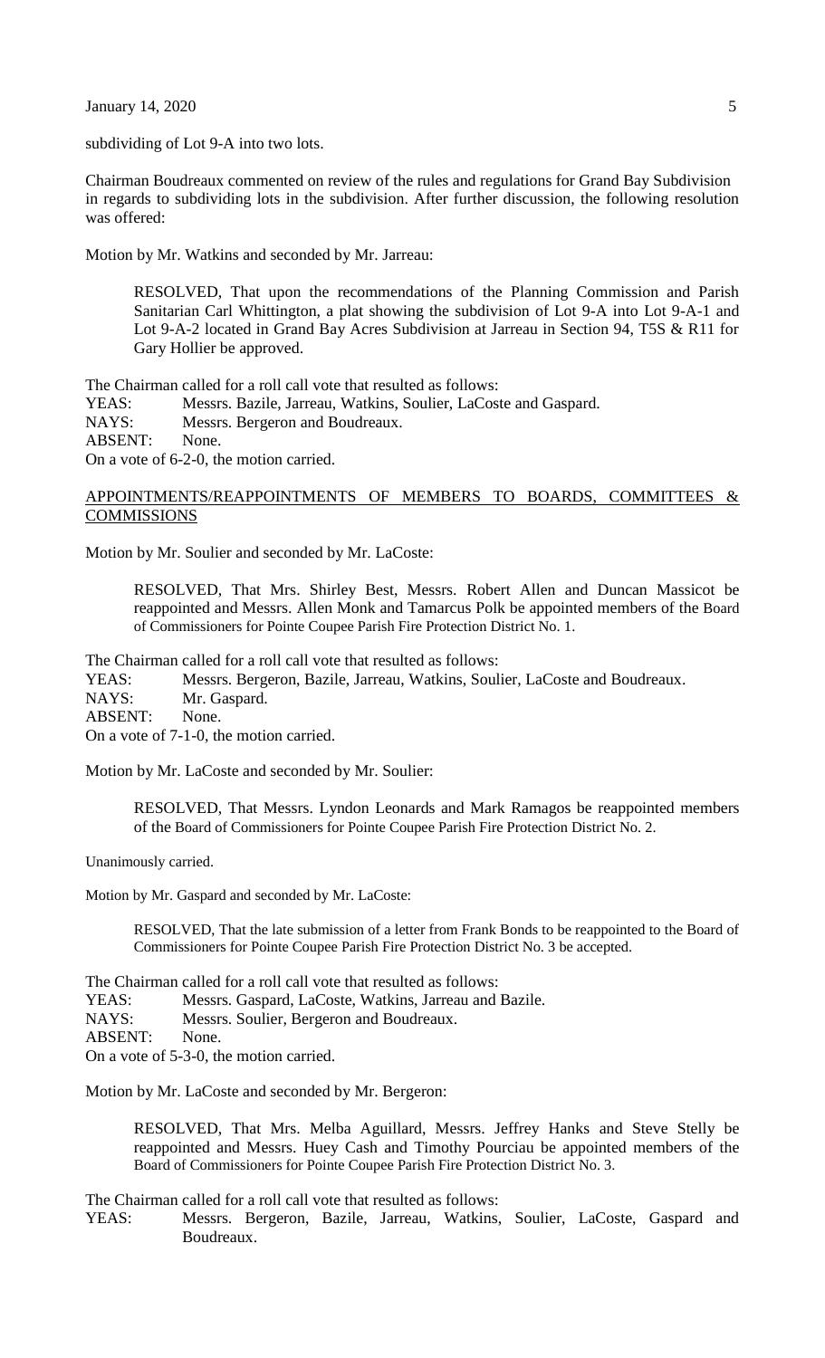subdividing of Lot 9-A into two lots.

Chairman Boudreaux commented on review of the rules and regulations for Grand Bay Subdivision in regards to subdividing lots in the subdivision. After further discussion, the following resolution was offered:

Motion by Mr. Watkins and seconded by Mr. Jarreau:

> RESOLVED, That upon the recommendations of the Planning Commission and Parish Sanitarian Carl Whittington, a plat showing the subdivision of Lot 9-A into Lot 9-A-1 and Lot 9-A-2 located in Grand Bay Acres Subdivision at Jarreau in Section 94, T5S & R11 for Gary Hollier be approved.

The Chairman called for a roll call vote that resulted as follows:
YEAS: Messrs. Bazile, Jarreau, Watkins, Soulier, LaCoste and Gaspard.
NAYS: Messrs. Bergeron and Boudreaux.
ABSENT: None.
On a vote of 6-2-0, the motion carried.

APPOINTMENTS/REAPPOINTMENTS OF MEMBERS TO BOARDS, COMMITTEES & COMMISSIONS

Motion by Mr. Soulier and seconded by Mr. LaCoste:

> RESOLVED, That Mrs. Shirley Best, Messrs. Robert Allen and Duncan Massicot be reappointed and Messrs. Allen Monk and Tamarcus Polk be appointed members of the Board of Commissioners for Pointe Coupee Parish Fire Protection District No. 1.

The Chairman called for a roll call vote that resulted as follows:
YEAS: Messrs. Bergeron, Bazile, Jarreau, Watkins, Soulier, LaCoste and Boudreaux.
NAYS: Mr. Gaspard.
ABSENT: None.
On a vote of 7-1-0, the motion carried.

Motion by Mr. LaCoste and seconded by Mr. Soulier:

> RESOLVED, That Messrs. Lyndon Leonards and Mark Ramagos be reappointed members of the Board of Commissioners for Pointe Coupee Parish Fire Protection District No. 2.

Unanimously carried.

Motion by Mr. Gaspard and seconded by Mr. LaCoste:

> RESOLVED, That the late submission of a letter from Frank Bonds to be reappointed to the Board of Commissioners for Pointe Coupee Parish Fire Protection District No. 3 be accepted.

The Chairman called for a roll call vote that resulted as follows:
YEAS: Messrs. Gaspard, LaCoste, Watkins, Jarreau and Bazile.
NAYS: Messrs. Soulier, Bergeron and Boudreaux.
ABSENT: None.
On a vote of 5-3-0, the motion carried.

Motion by Mr. LaCoste and seconded by Mr. Bergeron:

> RESOLVED, That Mrs. Melba Aguillard, Messrs. Jeffrey Hanks and Steve Stelly be reappointed and Messrs. Huey Cash and Timothy Pourciau be appointed members of the Board of Commissioners for Pointe Coupee Parish Fire Protection District No. 3.

The Chairman called for a roll call vote that resulted as follows:
YEAS: Messrs. Bergeron, Bazile, Jarreau, Watkins, Soulier, LaCoste, Gaspard and Boudreaux.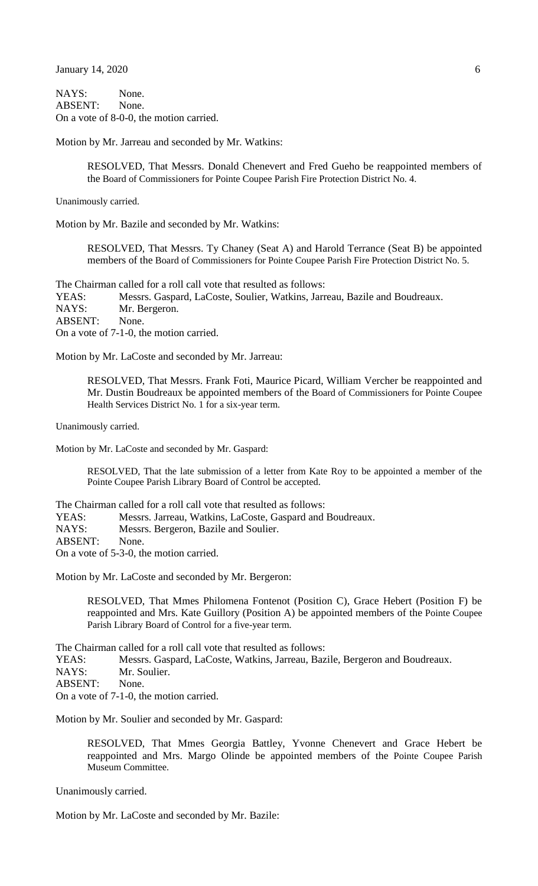NAYS: None.
ABSENT: None.
On a vote of 8-0-0, the motion carried.

Motion by Mr. Jarreau and seconded by Mr. Watkins:

> RESOLVED, That Messrs. Donald Chenevert and Fred Gueho be reappointed members of the Board of Commissioners for Pointe Coupee Parish Fire Protection District No. 4.

Unanimously carried.

Motion by Mr. Bazile and seconded by Mr. Watkins:

> RESOLVED, That Messrs. Ty Chaney (Seat A) and Harold Terrance (Seat B) be appointed members of the Board of Commissioners for Pointe Coupee Parish Fire Protection District No. 5.

The Chairman called for a roll call vote that resulted as follows:
YEAS: Messrs. Gaspard, LaCoste, Soulier, Watkins, Jarreau, Bazile and Boudreaux.
NAYS: Mr. Bergeron.
ABSENT: None.
On a vote of 7-1-0, the motion carried.

Motion by Mr. LaCoste and seconded by Mr. Jarreau:

> RESOLVED, That Messrs. Frank Foti, Maurice Picard, William Vercher be reappointed and Mr. Dustin Boudreaux be appointed members of the Board of Commissioners for Pointe Coupee Health Services District No. 1 for a six-year term.

Unanimously carried.

Motion by Mr. LaCoste and seconded by Mr. Gaspard:

> RESOLVED, That the late submission of a letter from Kate Roy to be appointed a member of the Pointe Coupee Parish Library Board of Control be accepted.

The Chairman called for a roll call vote that resulted as follows:
YEAS: Messrs. Jarreau, Watkins, LaCoste, Gaspard and Boudreaux.
NAYS: Messrs. Bergeron, Bazile and Soulier.
ABSENT: None.
On a vote of 5-3-0, the motion carried.

Motion by Mr. LaCoste and seconded by Mr. Bergeron:

> RESOLVED, That Mmes Philomena Fontenot (Position C), Grace Hebert (Position F) be reappointed and Mrs. Kate Guillory (Position A) be appointed members of the Pointe Coupee Parish Library Board of Control for a five-year term.

The Chairman called for a roll call vote that resulted as follows:
YEAS: Messrs. Gaspard, LaCoste, Watkins, Jarreau, Bazile, Bergeron and Boudreaux.
NAYS: Mr. Soulier.
ABSENT: None.
On a vote of 7-1-0, the motion carried.

Motion by Mr. Soulier and seconded by Mr. Gaspard:

> RESOLVED, That Mmes Georgia Battley, Yvonne Chenevert and Grace Hebert be reappointed and Mrs. Margo Olinde be appointed members of the Pointe Coupee Parish Museum Committee.

Unanimously carried.

Motion by Mr. LaCoste and seconded by Mr. Bazile: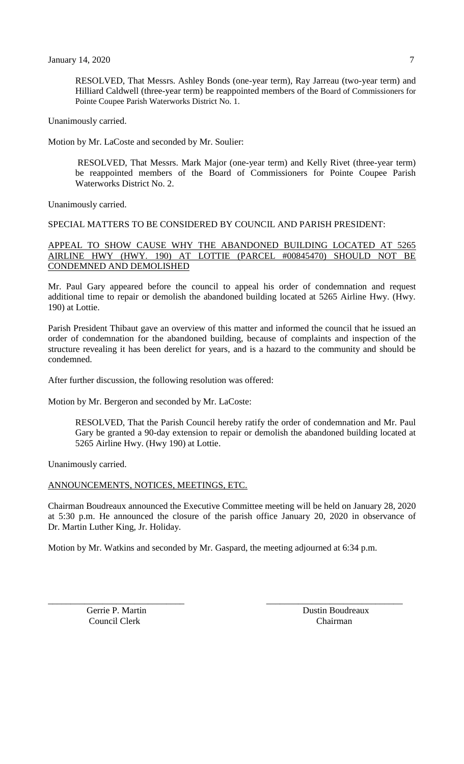RESOLVED, That Messrs. Ashley Bonds (one-year term), Ray Jarreau (two-year term) and Hilliard Caldwell (three-year term) be reappointed members of the Board of Commissioners for Pointe Coupee Parish Waterworks District No. 1.

Unanimously carried.

Motion by Mr. LaCoste and seconded by Mr. Soulier:

RESOLVED, That Messrs. Mark Major (one-year term) and Kelly Rivet (three-year term) be reappointed members of the Board of Commissioners for Pointe Coupee Parish Waterworks District No. 2.

Unanimously carried.

SPECIAL MATTERS TO BE CONSIDERED BY COUNCIL AND PARISH PRESIDENT:

APPEAL TO SHOW CAUSE WHY THE ABANDONED BUILDING LOCATED AT 5265 AIRLINE HWY (HWY. 190) AT LOTTIE (PARCEL #00845470) SHOULD NOT BE CONDEMNED AND DEMOLISHED

Mr. Paul Gary appeared before the council to appeal his order of condemnation and request additional time to repair or demolish the abandoned building located at 5265 Airline Hwy. (Hwy. 190) at Lottie.

Parish President Thibaut gave an overview of this matter and informed the council that he issued an order of condemnation for the abandoned building, because of complaints and inspection of the structure revealing it has been derelict for years, and is a hazard to the community and should be condemned.

After further discussion, the following resolution was offered:

Motion by Mr. Bergeron and seconded by Mr. LaCoste:

RESOLVED, That the Parish Council hereby ratify the order of condemnation and Mr. Paul Gary be granted a 90-day extension to repair or demolish the abandoned building located at 5265 Airline Hwy. (Hwy 190) at Lottie.

Unanimously carried.

ANNOUNCEMENTS, NOTICES, MEETINGS, ETC.

Chairman Boudreaux announced the Executive Committee meeting will be held on January 28, 2020 at 5:30 p.m. He announced the closure of the parish office January 20, 2020 in observance of Dr. Martin Luther King, Jr. Holiday.

Motion by Mr. Watkins and seconded by Mr. Gaspard, the meeting adjourned at 6:34 p.m.

\_\_\_\_\_\_\_\_\_\_\_\_\_\_\_\_\_\_\_\_\_\_\_\_\_\_\_\_\_\_
Gerrie P. Martin
Council Clerk

\_\_\_\_\_\_\_\_\_\_\_\_\_\_\_\_\_\_\_\_\_\_\_\_\_\_\_\_\_\_
Dustin Boudreaux
Chairman